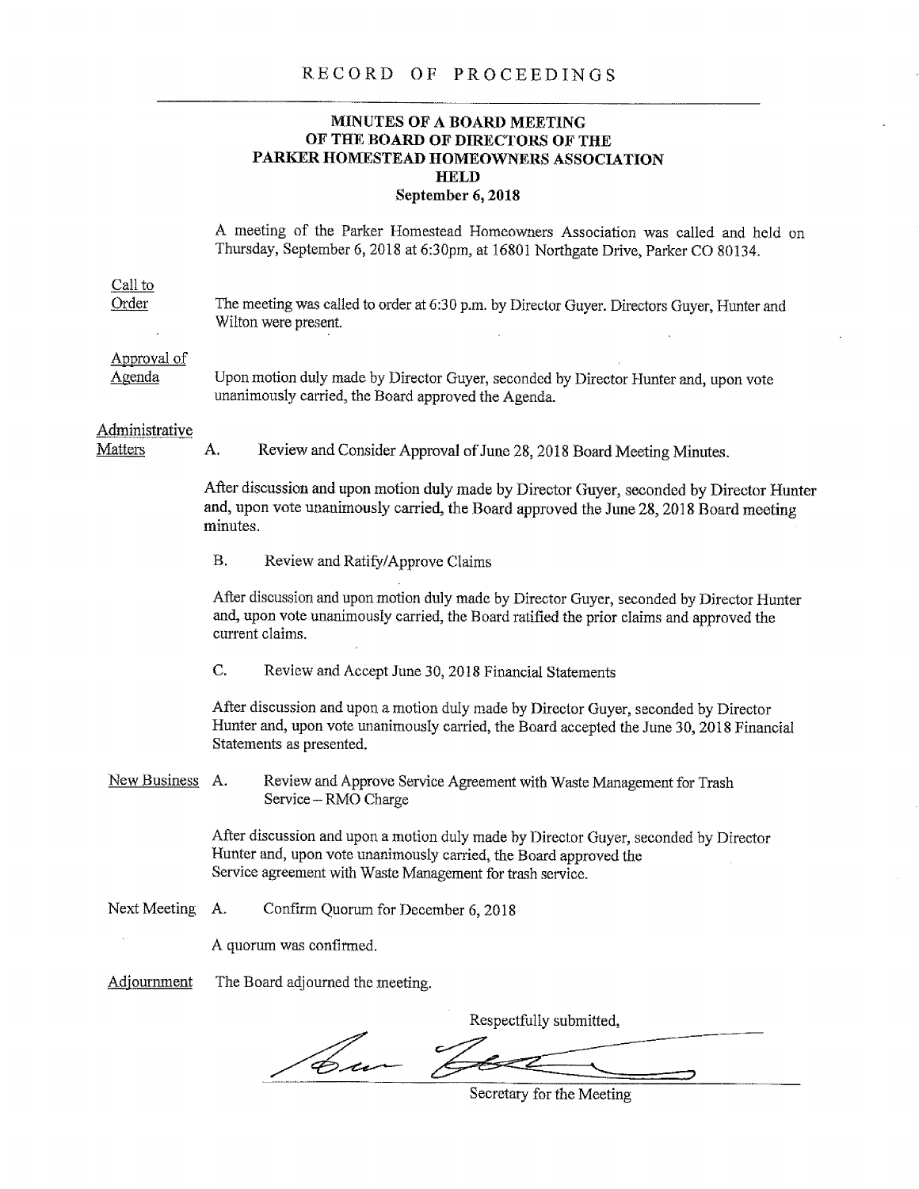# RECORD OF PROCEEDINGS

## MINUTES OF A BOARD MEETING OF THE BOARD OF DIRECTORS OF THE PARKER HOMESTEAD HOMEOWNERS ASSOCIATION HELD

**September 6, 2018**

A meeting of the Parker Homestead Homeowners Association was called and held on Thursday, September 6, 2018 at 6:30pm, at 16801 Northgate Drive, Parker CO 80134.

<u>Call to Order</u>

The meeting was called to order at 6:30 p.m. by Director Guyer. Directors Guyer, Hunter and Wilton were present.

<u>Approval of Agenda</u>

Upon motion duly made by Director Guyer, seconded by Director Hunter and, upon vote unanimously carried, the Board approved the Agenda.

<u>Administrative Matters</u>

A. Review and Consider Approval of June 28, 2018 Board Meeting Minutes.

After discussion and upon motion duly made by Director Guyer, seconded by Director Hunter and, upon vote unanimously carried, the Board approved the June 28, 2018 Board meeting minutes.

B. Review and Ratify/Approve Claims

After discussion and upon motion duly made by Director Guyer, seconded by Director Hunter and, upon vote unanimously carried, the Board ratified the prior claims and approved the current claims.

C. Review and Accept June 30, 2018 Financial Statements

After discussion and upon a motion duly made by Director Guyer, seconded by Director Hunter and, upon vote unanimously carried, the Board accepted the June 30, 2018 Financial Statements as presented.

<u>New Business</u>

A. Review and Approve Service Agreement with Waste Management for Trash Service – RMO Charge

After discussion and upon a motion duly made by Director Guyer, seconded by Director Hunter and, upon vote unanimously carried, the Board approved the Service agreement with Waste Management for trash service.

<u>Next Meeting</u>

A. Confirm Quorum for December 6, 2018

A quorum was confirmed.

<u>Adjournment</u>

The Board adjourned the meeting.

Respectfully submitted,

Secretary for the Meeting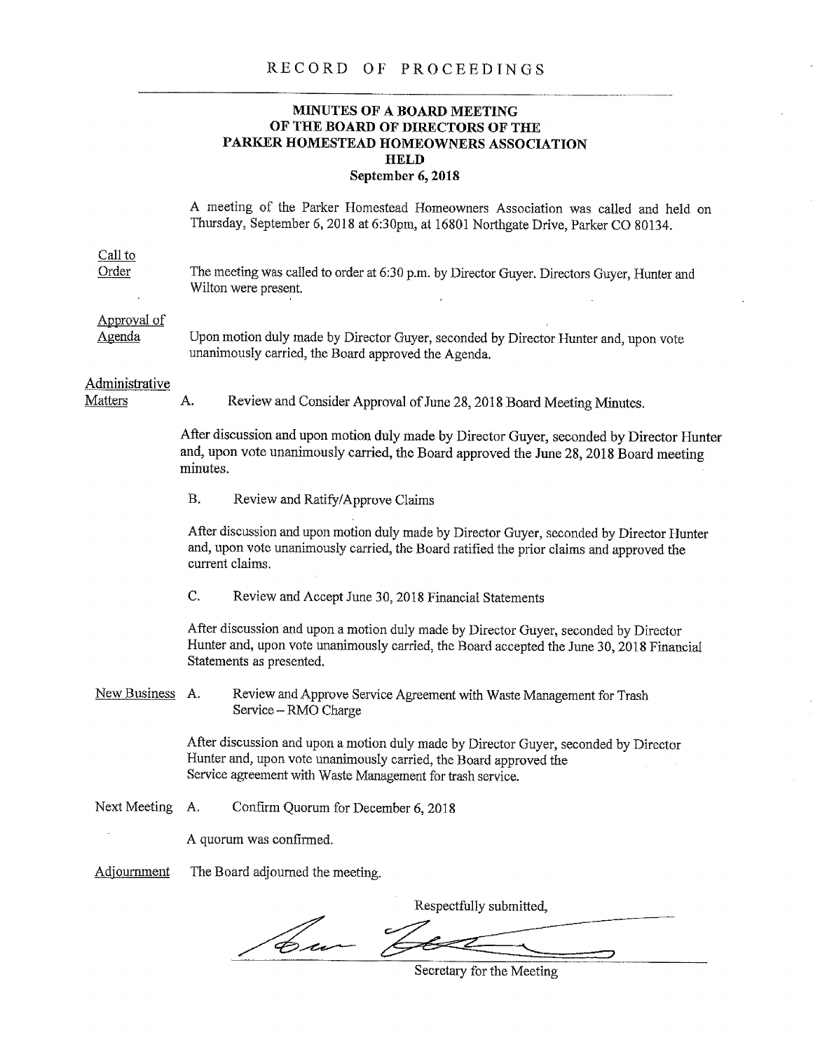# RECORD OF PROCEEDINGS

## MINUTES OF A BOARD MEETING OF THE BOARD OF DIRECTORS OF THE PARKER HOMESTEAD HOMEOWNERS ASSOCIATION HELD September 6, 2018

A meeting of the Parker Homestead Homeowners Association was called and held on Thursday, September 6, 2018 at 6:30pm, at 16801 Northgate Drive, Parker CO 80134.

**Call to Order**

The meeting was called to order at 6:30 p.m. by Director Guyer. Directors Guyer, Hunter and Wilton were present.

**Approval of Agenda**

Upon motion duly made by Director Guyer, seconded by Director Hunter and, upon vote unanimously carried, the Board approved the Agenda.

**Administrative Matters**

A. Review and Consider Approval of June 28, 2018 Board Meeting Minutes.

After discussion and upon motion duly made by Director Guyer, seconded by Director Hunter and, upon vote unanimously carried, the Board approved the June 28, 2018 Board meeting minutes.

B. Review and Ratify/Approve Claims

After discussion and upon motion duly made by Director Guyer, seconded by Director Hunter and, upon vote unanimously carried, the Board ratified the prior claims and approved the current claims.

C. Review and Accept June 30, 2018 Financial Statements

After discussion and upon a motion duly made by Director Guyer, seconded by Director Hunter and, upon vote unanimously carried, the Board accepted the June 30, 2018 Financial Statements as presented.

**New Business**

A. Review and Approve Service Agreement with Waste Management for Trash Service – RMO Charge

After discussion and upon a motion duly made by Director Guyer, seconded by Director Hunter and, upon vote unanimously carried, the Board approved the Service agreement with Waste Management for trash service.

**Next Meeting**

A. Confirm Quorum for December 6, 2018

A quorum was confirmed.

**Adjournment**

The Board adjourned the meeting.

Respectfully submitted,

Secretary for the Meeting